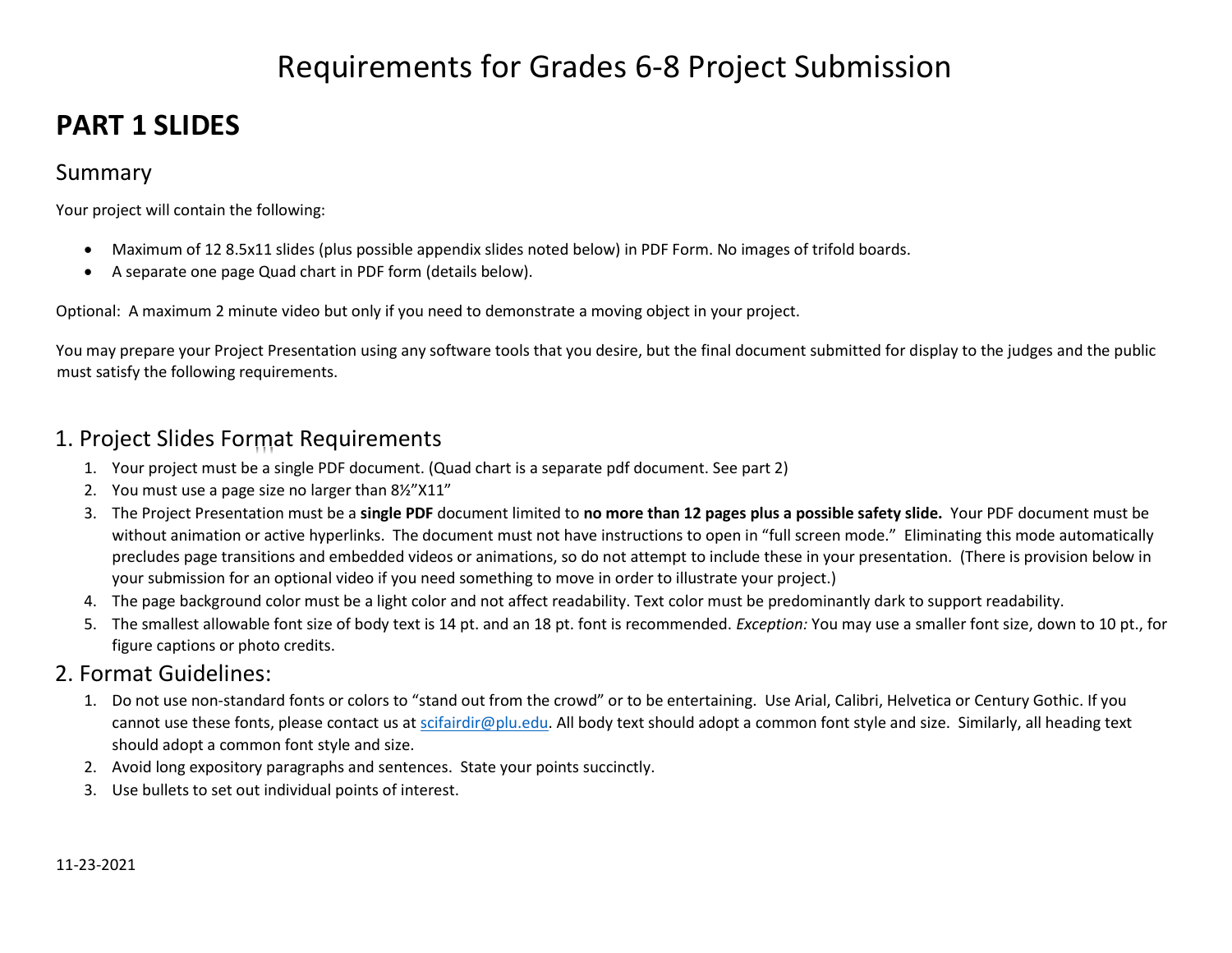# Requirements for Grades 6-8 Project Submission

## PART 1 SLIDES

### Summary

Your project will contain the following:

- Maximum of 12 8.5x11 slides (plus possible appendix slides noted below) in PDF Form. No images of trifold boards.
- A separate one page Quad chart in PDF form (details below).

Optional: A maximum 2 minute video but only if you need to demonstrate a moving object in your project.

You may prepare your Project Presentation using any software tools that you desire, but the final document submitted for display to the judges and the public must satisfy the following requirements.

### 1. Project Slides Format Requirements

1. Your project must be a single PDF document. (Quad chart is a separate pdf document. See part 2)
2. You must use a page size no larger than 8½"X11"
3. The Project Presentation must be a **single PDF** document limited to **no more than 12 pages plus a possible safety slide.** Your PDF document must be without animation or active hyperlinks. The document must not have instructions to open in "full screen mode." Eliminating this mode automatically precludes page transitions and embedded videos or animations, so do not attempt to include these in your presentation. (There is provision below in your submission for an optional video if you need something to move in order to illustrate your project.)
4. The page background color must be a light color and not affect readability. Text color must be predominantly dark to support readability.
5. The smallest allowable font size of body text is 14 pt. and an 18 pt. font is recommended. *Exception:* You may use a smaller font size, down to 10 pt., for figure captions or photo credits.

### 2. Format Guidelines:

1. Do not use non-standard fonts or colors to "stand out from the crowd" or to be entertaining. Use Arial, Calibri, Helvetica or Century Gothic. If you cannot use these fonts, please contact us at scifairdir@plu.edu. All body text should adopt a common font style and size. Similarly, all heading text should adopt a common font style and size.
2. Avoid long expository paragraphs and sentences. State your points succinctly.
3. Use bullets to set out individual points of interest.

11-23-2021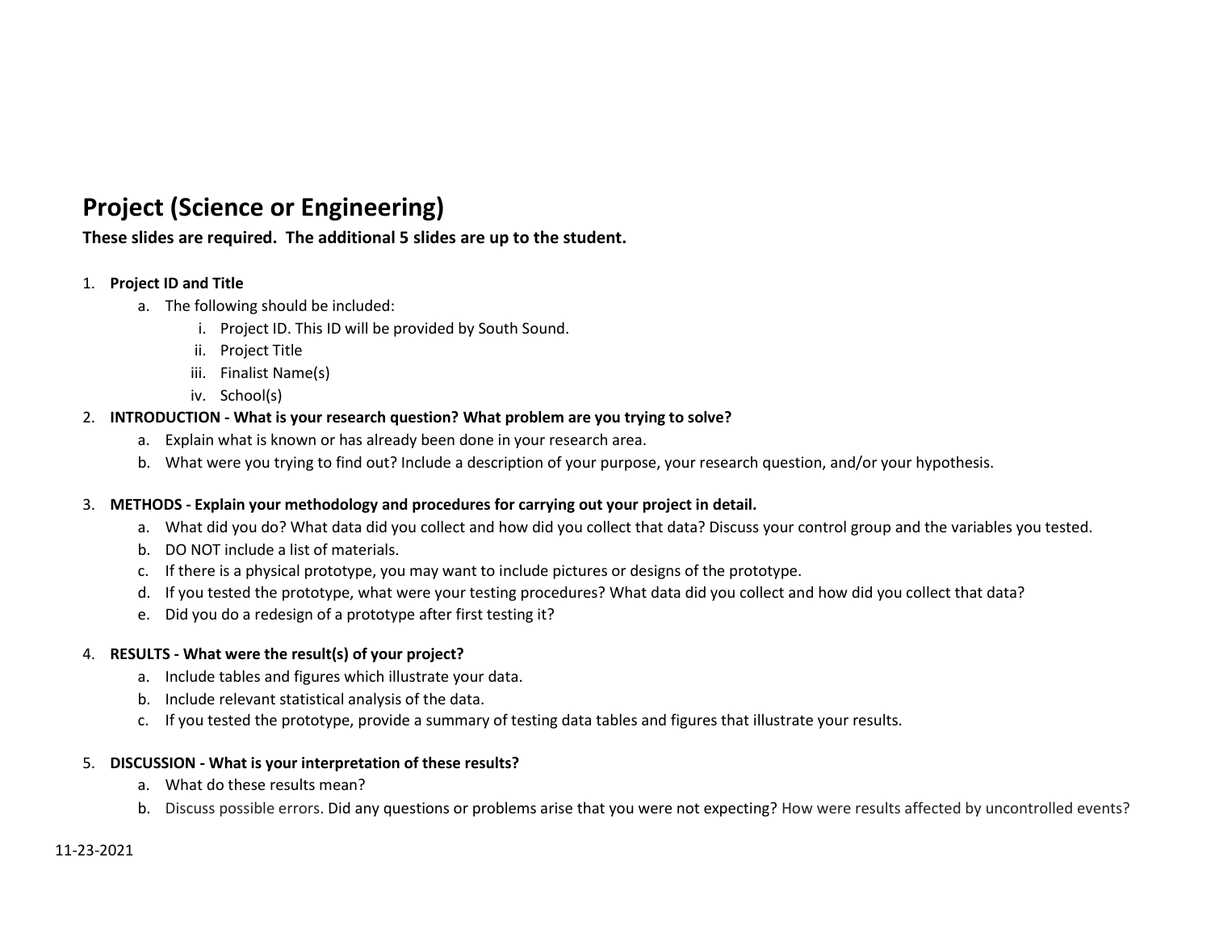## Project (Science or Engineering)

**These slides are required. The additional 5 slides are up to the student.**

1. **Project ID and Title**
    a. The following should be included:
        i. Project ID. This ID will be provided by South Sound.
        ii. Project Title
        iii. Finalist Name(s)
        iv. School(s)
2. **INTRODUCTION - What is your research question? What problem are you trying to solve?**
    a. Explain what is known or has already been done in your research area.
    b. What were you trying to find out? Include a description of your purpose, your research question, and/or your hypothesis.

3. **METHODS - Explain your methodology and procedures for carrying out your project in detail.**
    a. What did you do? What data did you collect and how did you collect that data? Discuss your control group and the variables you tested.
    b. DO NOT include a list of materials.
    c. If there is a physical prototype, you may want to include pictures or designs of the prototype.
    d. If you tested the prototype, what were your testing procedures? What data did you collect and how did you collect that data?
    e. Did you do a redesign of a prototype after first testing it?

4. **RESULTS - What were the result(s) of your project?**
    a. Include tables and figures which illustrate your data.
    b. Include relevant statistical analysis of the data.
    c. If you tested the prototype, provide a summary of testing data tables and figures that illustrate your results.

5. **DISCUSSION - What is your interpretation of these results?**
    a. What do these results mean?
    b. Discuss possible errors. Did any questions or problems arise that you were not expecting? How were results affected by uncontrolled events?

11-23-2021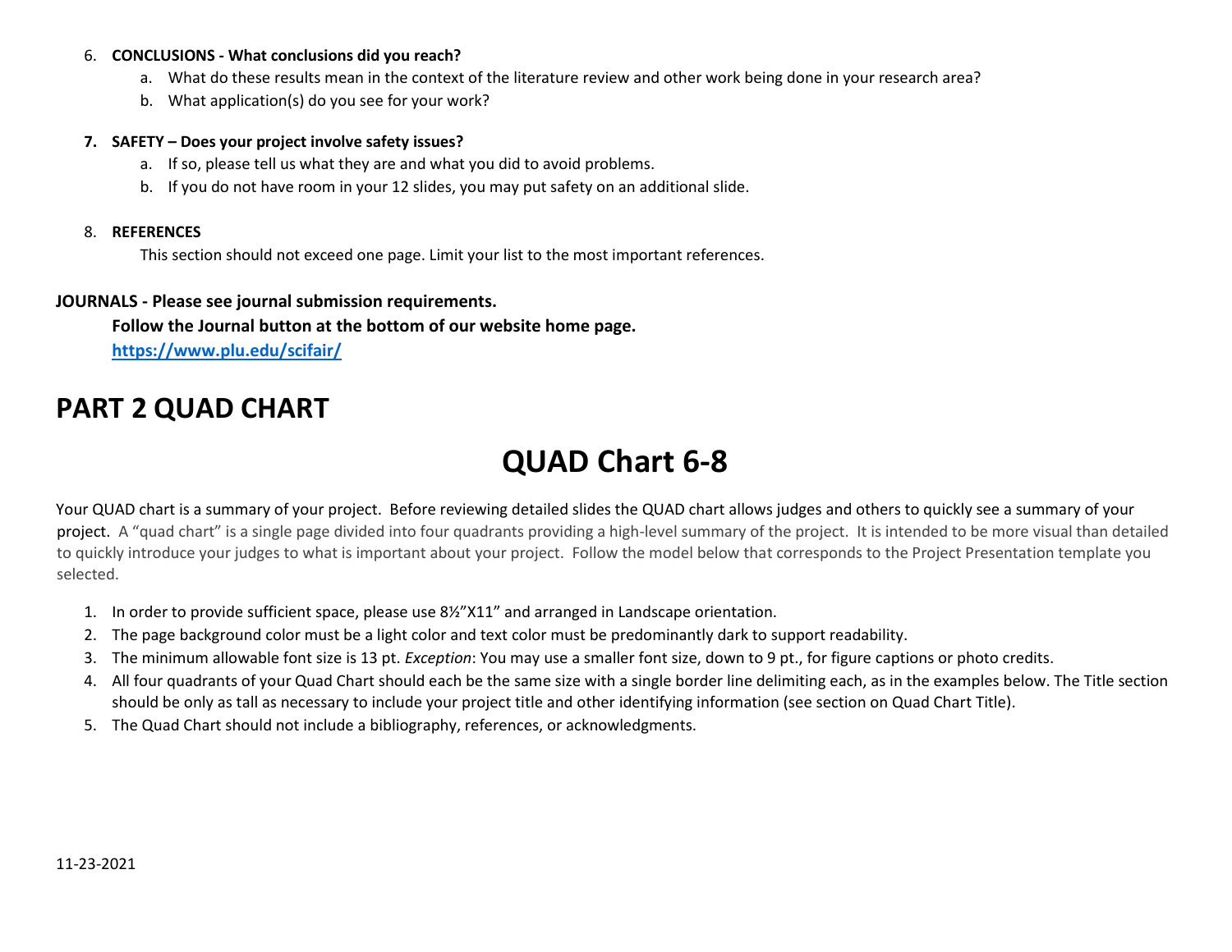6. **CONCLUSIONS - What conclusions did you reach?**
    a. What do these results mean in the context of the literature review and other work being done in your research area?
    b. What application(s) do you see for your work?

7. **SAFETY – Does your project involve safety issues?**
    a. If so, please tell us what they are and what you did to avoid problems.
    b. If you do not have room in your 12 slides, you may put safety on an additional slide.

8. **REFERENCES**

    This section should not exceed one page. Limit your list to the most important references.

**JOURNALS - Please see journal submission requirements.**

**Follow the Journal button at the bottom of our website home page.**

**https://www.plu.edu/scifair/**

# PART 2 QUAD CHART

## QUAD Chart 6-8

Your QUAD chart is a summary of your project. Before reviewing detailed slides the QUAD chart allows judges and others to quickly see a summary of your project. A "quad chart" is a single page divided into four quadrants providing a high-level summary of the project. It is intended to be more visual than detailed to quickly introduce your judges to what is important about your project. Follow the model below that corresponds to the Project Presentation template you selected.

1. In order to provide sufficient space, please use 8½"X11" and arranged in Landscape orientation.
2. The page background color must be a light color and text color must be predominantly dark to support readability.
3. The minimum allowable font size is 13 pt. *Exception*: You may use a smaller font size, down to 9 pt., for figure captions or photo credits.
4. All four quadrants of your Quad Chart should each be the same size with a single border line delimiting each, as in the examples below. The Title section should be only as tall as necessary to include your project title and other identifying information (see section on Quad Chart Title).
5. The Quad Chart should not include a bibliography, references, or acknowledgments.

11-23-2021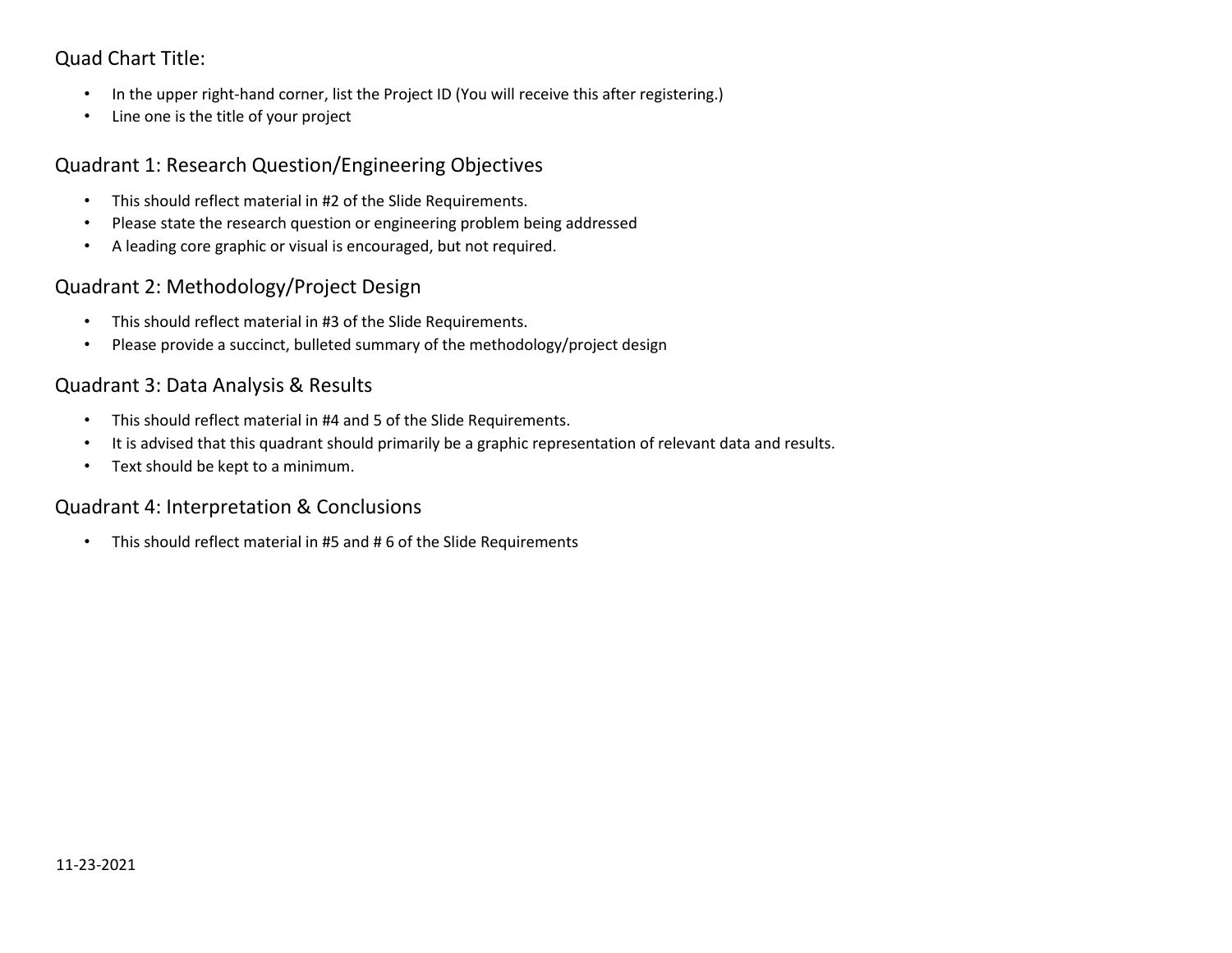## Quad Chart Title:

- In the upper right-hand corner, list the Project ID (You will receive this after registering.)
- Line one is the title of your project

## Quadrant 1: Research Question/Engineering Objectives

- This should reflect material in #2 of the Slide Requirements.
- Please state the research question or engineering problem being addressed
- A leading core graphic or visual is encouraged, but not required.

## Quadrant 2: Methodology/Project Design

- This should reflect material in #3 of the Slide Requirements.
- Please provide a succinct, bulleted summary of the methodology/project design

## Quadrant 3: Data Analysis & Results

- This should reflect material in #4 and 5 of the Slide Requirements.
- It is advised that this quadrant should primarily be a graphic representation of relevant data and results.
- Text should be kept to a minimum.

## Quadrant 4: Interpretation & Conclusions

- This should reflect material in #5 and # 6 of the Slide Requirements

11-23-2021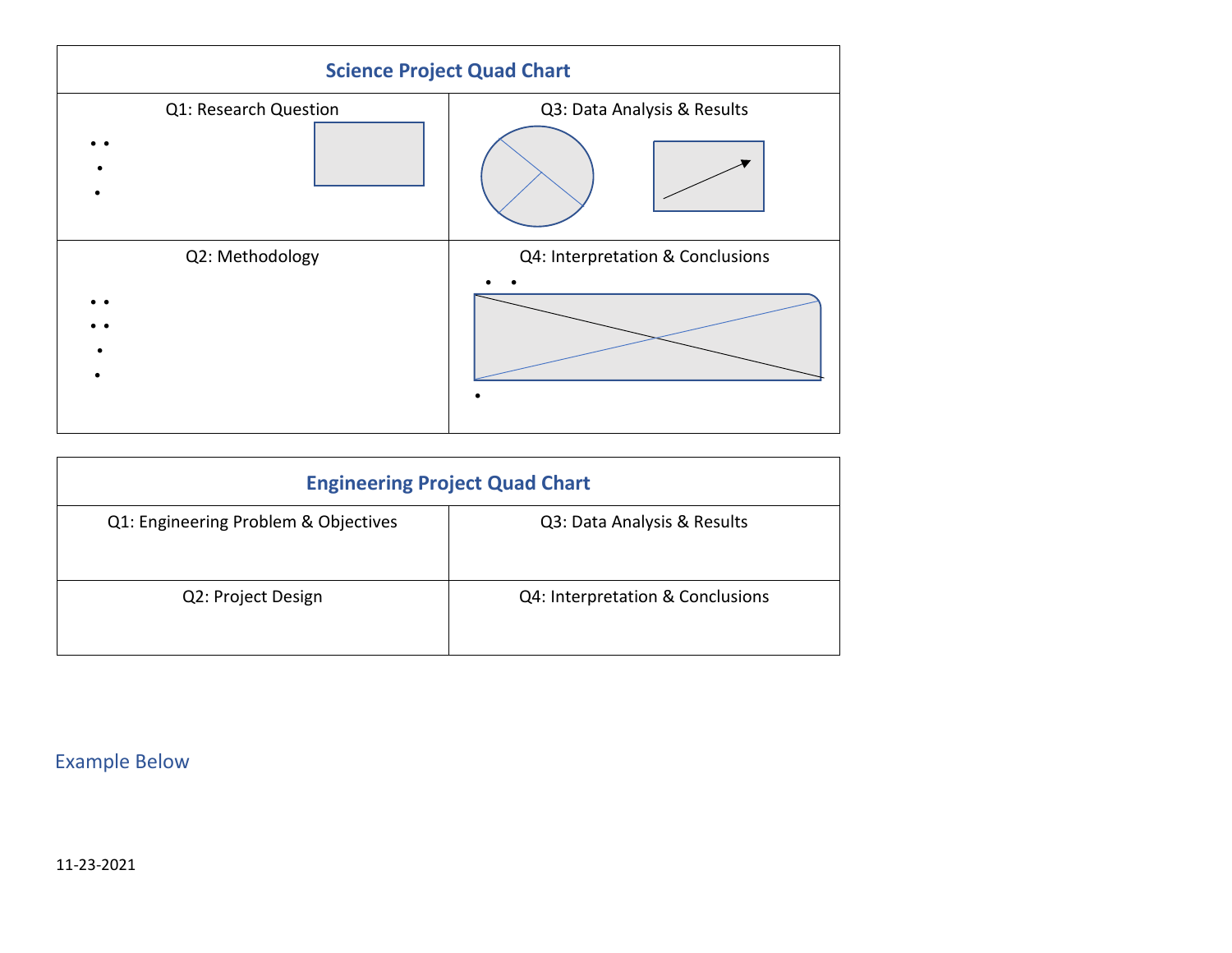| Science Project Quad Chart | |
|---|---|
| Q1: Research Question | Q3: Data Analysis & Results |
| Q2: Methodology | Q4: Interpretation & Conclusions |

| Engineering Project Quad Chart | |
|---|---|
| Q1: Engineering Problem & Objectives | Q3: Data Analysis & Results |
| Q2: Project Design | Q4: Interpretation & Conclusions |

Example Below

11-23-2021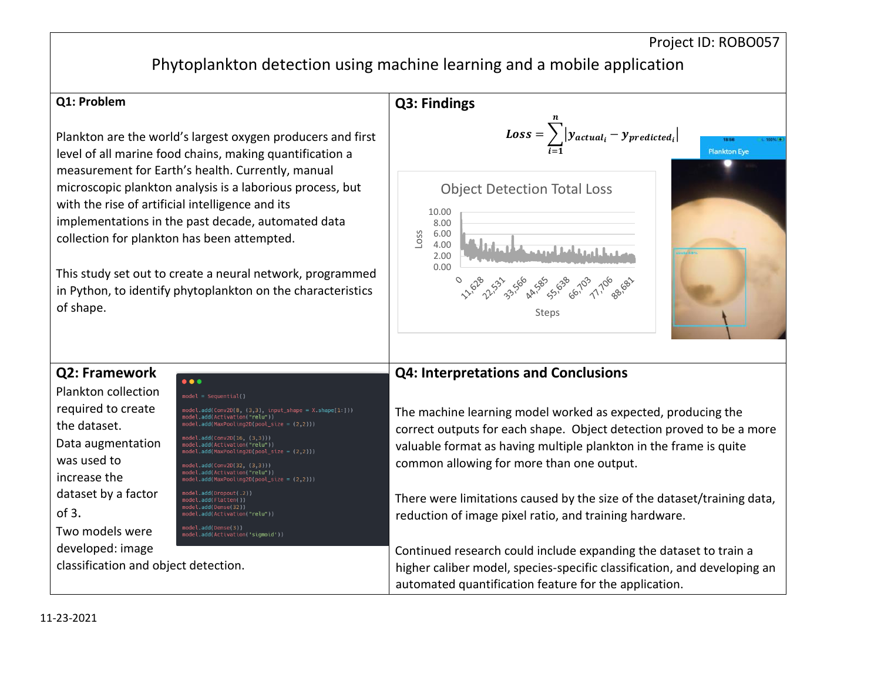Project ID: ROBO057

# Phytoplankton detection using machine learning and a mobile application

## Q1: Problem

Plankton are the world's largest oxygen producers and first level of all marine food chains, making quantification a measurement for Earth's health. Currently, manual microscopic plankton analysis is a laborious process, but with the rise of artificial intelligence and its implementations in the past decade, automated data collection for plankton has been attempted.

This study set out to create a neural network, programmed in Python, to identify phytoplankton on the characteristics of shape.

## Q2: Framework

Plankton collection required to create the dataset.
Data augmentation was used to increase the dataset by a factor of 3.
Two models were developed: image classification and object detection.

```
model = Sequential()

model.add(Conv2D(8, (3,3), input_shape = X.shape[1:]))
model.add(Activation("relu"))
model.add(MaxPooling2D(pool_size = (2,2)))

model.add(Conv2D(16, (3,3)))
model.add(Activation("relu"))
model.add(MaxPooling2D(pool_size = (2,2)))

model.add(Conv2D(32, (3,3)))
model.add(Activation("relu"))
model.add(MaxPooling2D(pool_size = (2,2)))

model.add(Dropout(.2))
model.add(Flatten())
model.add(Dense(32))
model.add(Activation("relu"))

model.add(Dense(3))
model.add(Activation('sigmoid'))
```

## Q3: Findings

$$Loss = \sum_{i=1}^{n} \left| y_{actual_i} - y_{predicted_i} \right|$$

Object Detection Total Loss

Loss

10.00
8.00
6.00
4.00
2.00
0.00

0
11,628
22,531
33,566
44,585
55,638
66,703
77,706
88,681

Steps

Plankton Eye

## Q4: Interpretations and Conclusions

The machine learning model worked as expected, producing the correct outputs for each shape. Object detection proved to be a more valuable format as having multiple plankton in the frame is quite common allowing for more than one output.

There were limitations caused by the size of the dataset/training data, reduction of image pixel ratio, and training hardware.

Continued research could include expanding the dataset to train a higher caliber model, species-specific classification, and developing an automated quantification feature for the application.

11-23-2021